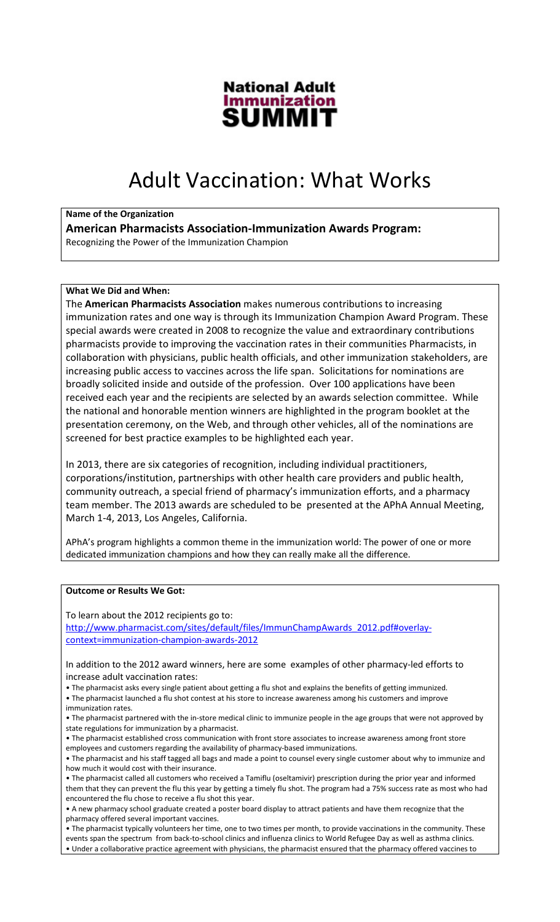# National Adult Immunization SUMMIT

# Adult Vaccination: What Works

**Name of the Organization**

**American Pharmacists Association-Immunization Awards Program:**
Recognizing the Power of the Immunization Champion

**What We Did and When:**

The **American Pharmacists Association** makes numerous contributions to increasing immunization rates and one way is through its Immunization Champion Award Program. These special awards were created in 2008 to recognize the value and extraordinary contributions pharmacists provide to improving the vaccination rates in their communities Pharmacists, in collaboration with physicians, public health officials, and other immunization stakeholders, are increasing public access to vaccines across the life span. Solicitations for nominations are broadly solicited inside and outside of the profession. Over 100 applications have been received each year and the recipients are selected by an awards selection committee. While the national and honorable mention winners are highlighted in the program booklet at the presentation ceremony, on the Web, and through other vehicles, all of the nominations are screened for best practice examples to be highlighted each year.

In 2013, there are six categories of recognition, including individual practitioners, corporations/institution, partnerships with other health care providers and public health, community outreach, a special friend of pharmacy's immunization efforts, and a pharmacy team member. The 2013 awards are scheduled to be presented at the APhA Annual Meeting, March 1-4, 2013, Los Angeles, California.

APhA's program highlights a common theme in the immunization world: The power of one or more dedicated immunization champions and how they can really make all the difference.

**Outcome or Results We Got:**

To learn about the 2012 recipients go to:
http://www.pharmacist.com/sites/default/files/ImmunChampAwards_2012.pdf#overlay-context=immunization-champion-awards-2012

In addition to the 2012 award winners, here are some examples of other pharmacy-led efforts to increase adult vaccination rates:

- The pharmacist asks every single patient about getting a flu shot and explains the benefits of getting immunized.
- The pharmacist launched a flu shot contest at his store to increase awareness among his customers and improve immunization rates.
- The pharmacist partnered with the in-store medical clinic to immunize people in the age groups that were not approved by state regulations for immunization by a pharmacist.
- The pharmacist established cross communication with front store associates to increase awareness among front store employees and customers regarding the availability of pharmacy-based immunizations.
- The pharmacist and his staff tagged all bags and made a point to counsel every single customer about why to immunize and how much it would cost with their insurance.
- The pharmacist called all customers who received a Tamiflu (oseltamivir) prescription during the prior year and informed them that they can prevent the flu this year by getting a timely flu shot. The program had a 75% success rate as most who had encountered the flu chose to receive a flu shot this year.
- A new pharmacy school graduate created a poster board display to attract patients and have them recognize that the pharmacy offered several important vaccines.
- The pharmacist typically volunteers her time, one to two times per month, to provide vaccinations in the community. These events span the spectrum from back-to-school clinics and influenza clinics to World Refugee Day as well as asthma clinics.
- Under a collaborative practice agreement with physicians, the pharmacist ensured that the pharmacy offered vaccines to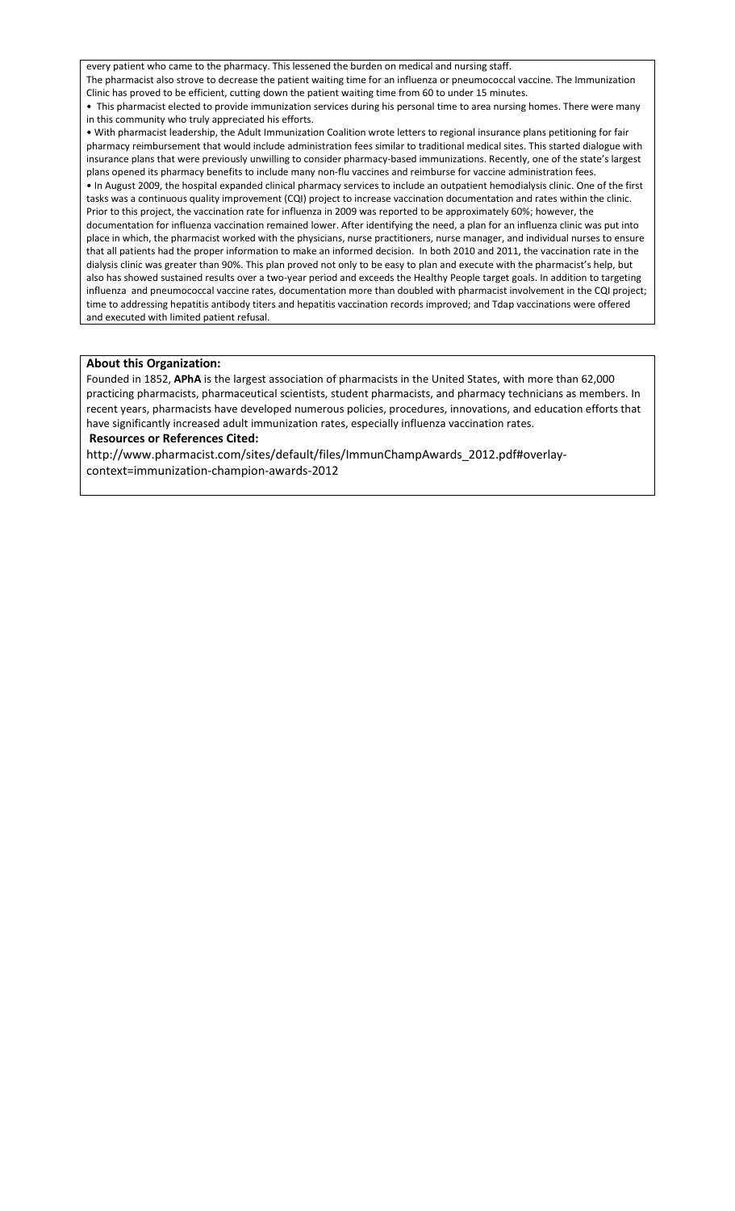every patient who came to the pharmacy. This lessened the burden on medical and nursing staff.

The pharmacist also strove to decrease the patient waiting time for an influenza or pneumococcal vaccine. The Immunization Clinic has proved to be efficient, cutting down the patient waiting time from 60 to under 15 minutes.

- This pharmacist elected to provide immunization services during his personal time to area nursing homes. There were many in this community who truly appreciated his efforts.
- With pharmacist leadership, the Adult Immunization Coalition wrote letters to regional insurance plans petitioning for fair pharmacy reimbursement that would include administration fees similar to traditional medical sites. This started dialogue with insurance plans that were previously unwilling to consider pharmacy-based immunizations. Recently, one of the state's largest plans opened its pharmacy benefits to include many non-flu vaccines and reimburse for vaccine administration fees.
- In August 2009, the hospital expanded clinical pharmacy services to include an outpatient hemodialysis clinic. One of the first tasks was a continuous quality improvement (CQI) project to increase vaccination documentation and rates within the clinic. Prior to this project, the vaccination rate for influenza in 2009 was reported to be approximately 60%; however, the documentation for influenza vaccination remained lower. After identifying the need, a plan for an influenza clinic was put into place in which, the pharmacist worked with the physicians, nurse practitioners, nurse manager, and individual nurses to ensure that all patients had the proper information to make an informed decision. In both 2010 and 2011, the vaccination rate in the dialysis clinic was greater than 90%. This plan proved not only to be easy to plan and execute with the pharmacist's help, but also has showed sustained results over a two-year period and exceeds the Healthy People target goals. In addition to targeting influenza and pneumococcal vaccine rates, documentation more than doubled with pharmacist involvement in the CQI project; time to addressing hepatitis antibody titers and hepatitis vaccination records improved; and Tdap vaccinations were offered and executed with limited patient refusal.

**About this Organization:**

Founded in 1852, **APhA** is the largest association of pharmacists in the United States, with more than 62,000 practicing pharmacists, pharmaceutical scientists, student pharmacists, and pharmacy technicians as members. In recent years, pharmacists have developed numerous policies, procedures, innovations, and education efforts that have significantly increased adult immunization rates, especially influenza vaccination rates.

**Resources or References Cited:**

http://www.pharmacist.com/sites/default/files/ImmunChampAwards_2012.pdf#overlay-context=immunization-champion-awards-2012